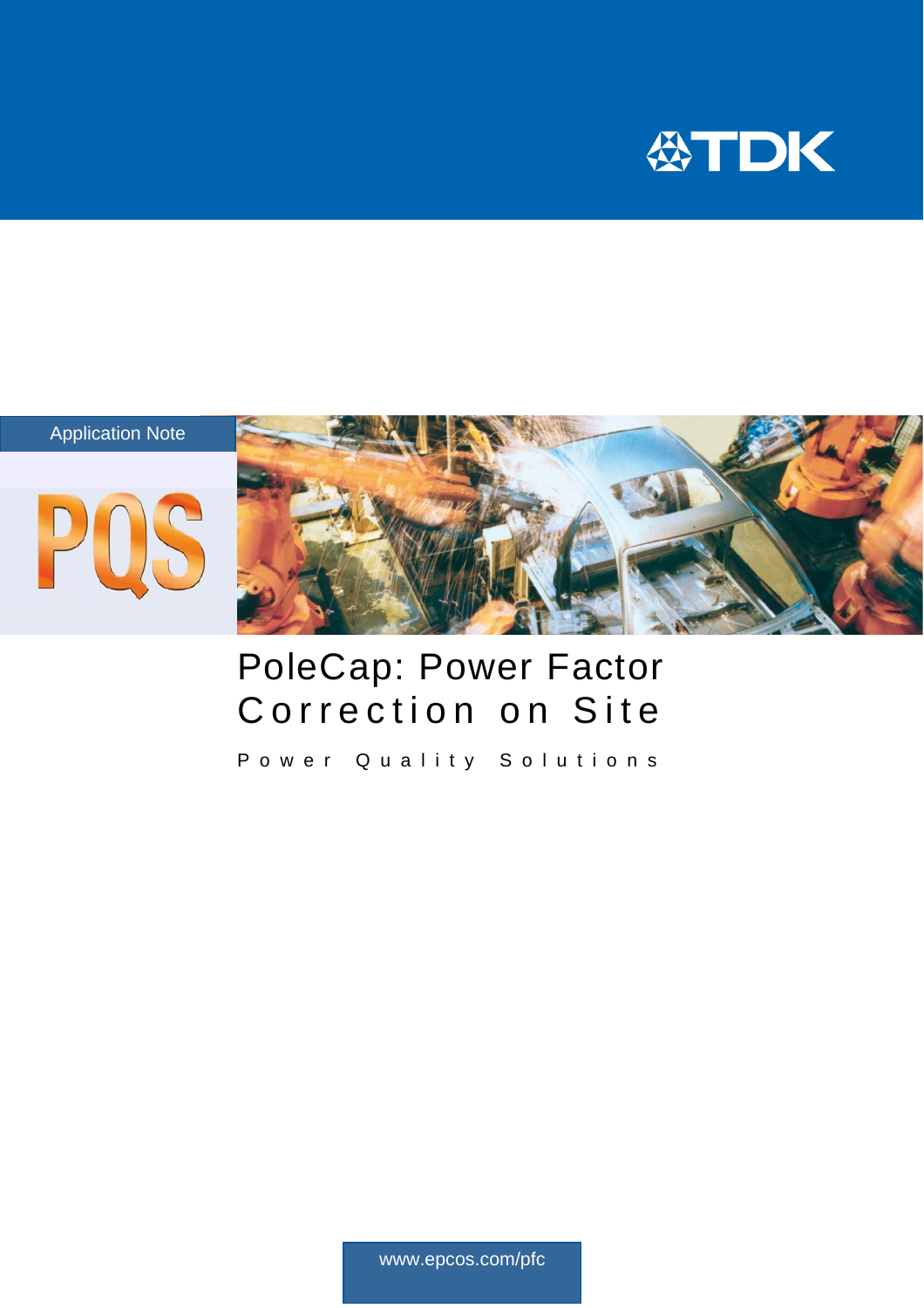Application Note

PQS

# PoleCap: Power Factor Correction on Site

Power Quality Solutions

www.epcos.com/pfc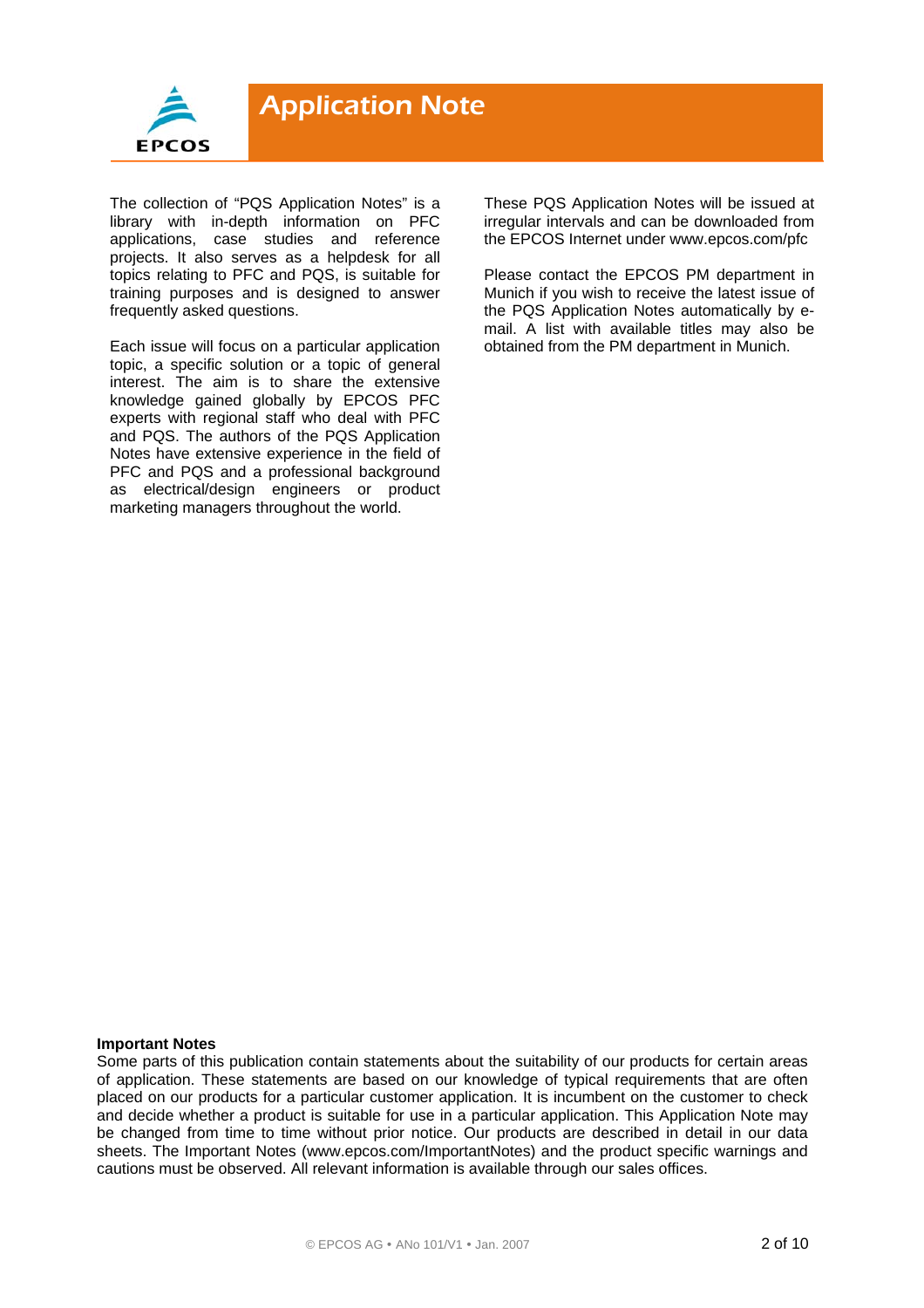# Application Note

The collection of "PQS Application Notes" is a library with in-depth information on PFC applications, case studies and reference projects. It also serves as a helpdesk for all topics relating to PFC and PQS, is suitable for training purposes and is designed to answer frequently asked questions.

Each issue will focus on a particular application topic, a specific solution or a topic of general interest. The aim is to share the extensive knowledge gained globally by EPCOS PFC experts with regional staff who deal with PFC and PQS. The authors of the PQS Application Notes have extensive experience in the field of PFC and PQS and a professional background as electrical/design engineers or product marketing managers throughout the world.

These PQS Application Notes will be issued at irregular intervals and can be downloaded from the EPCOS Internet under www.epcos.com/pfc

Please contact the EPCOS PM department in Munich if you wish to receive the latest issue of the PQS Application Notes automatically by e-mail. A list with available titles may also be obtained from the PM department in Munich.

**Important Notes**

Some parts of this publication contain statements about the suitability of our products for certain areas of application. These statements are based on our knowledge of typical requirements that are often placed on our products for a particular customer application. It is incumbent on the customer to check and decide whether a product is suitable for use in a particular application. This Application Note may be changed from time to time without prior notice. Our products are described in detail in our data sheets. The Important Notes (www.epcos.com/ImportantNotes) and the product specific warnings and cautions must be observed. All relevant information is available through our sales offices.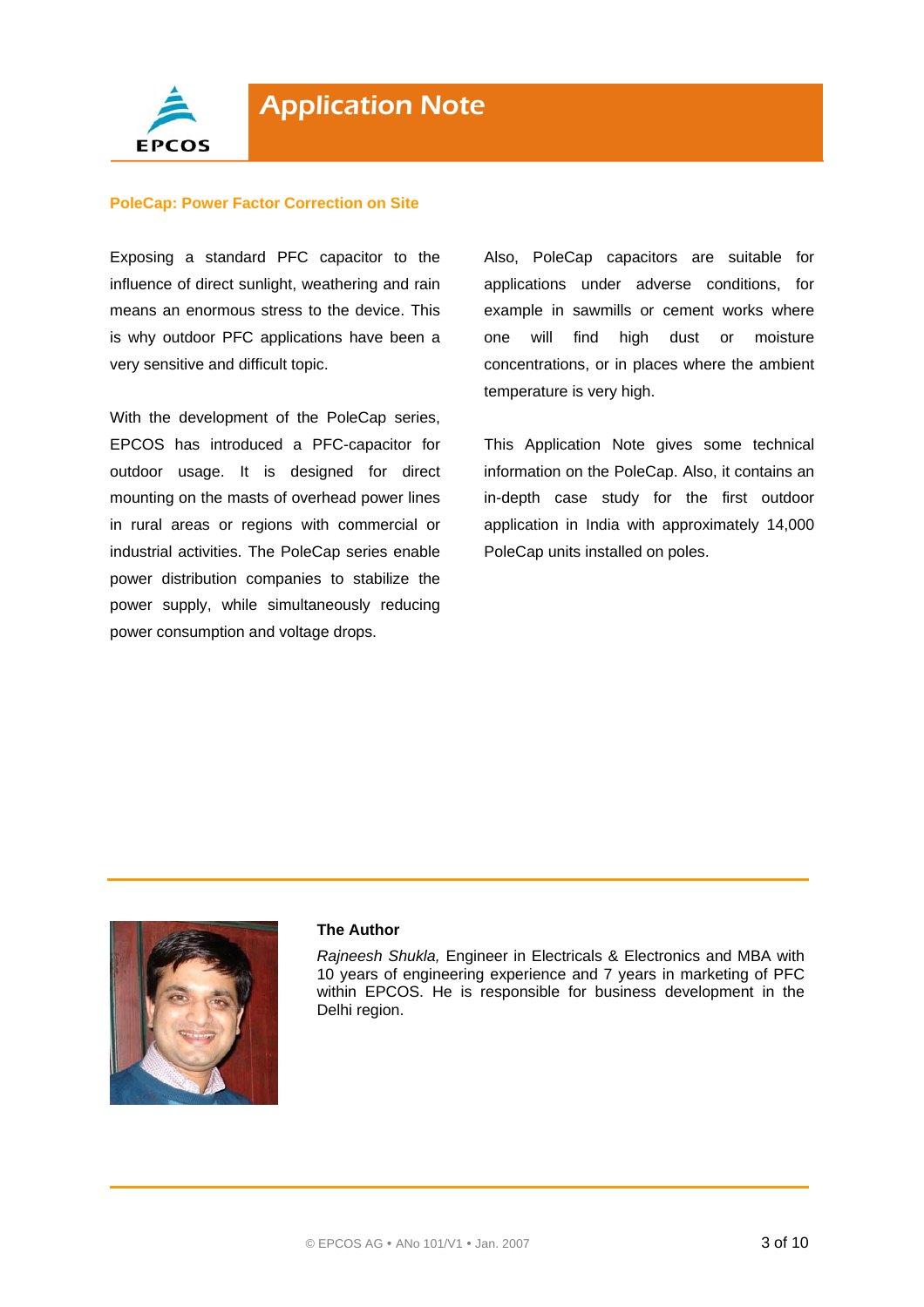## PoleCap: Power Factor Correction on Site

Exposing a standard PFC capacitor to the influence of direct sunlight, weathering and rain means an enormous stress to the device. This is why outdoor PFC applications have been a very sensitive and difficult topic.

With the development of the PoleCap series, EPCOS has introduced a PFC-capacitor for outdoor usage. It is designed for direct mounting on the masts of overhead power lines in rural areas or regions with commercial or industrial activities. The PoleCap series enable power distribution companies to stabilize the power supply, while simultaneously reducing power consumption and voltage drops.

Also, PoleCap capacitors are suitable for applications under adverse conditions, for example in sawmills or cement works where one will find high dust or moisture concentrations, or in places where the ambient temperature is very high.

This Application Note gives some technical information on the PoleCap. Also, it contains an in-depth case study for the first outdoor application in India with approximately 14,000 PoleCap units installed on poles.

---

**The Author**

*Rajneesh Shukla,* Engineer in Electricals & Electronics and MBA with 10 years of engineering experience and 7 years in marketing of PFC within EPCOS. He is responsible for business development in the Delhi region.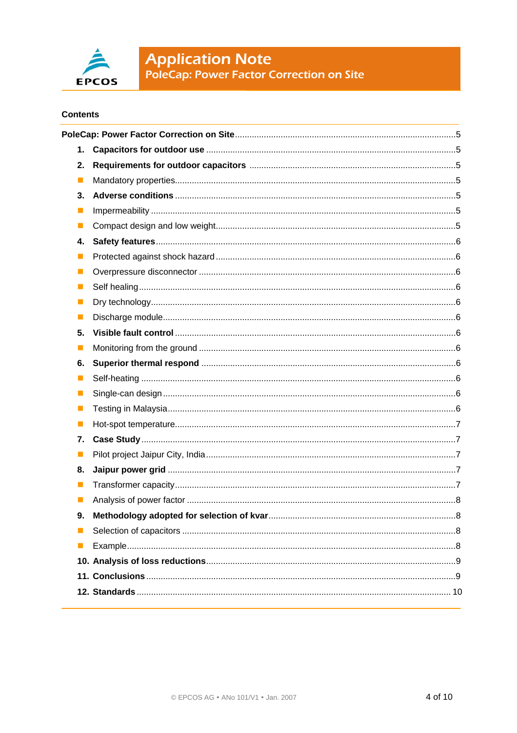**Contents**

**PoleCap: Power Factor Correction on Site** .......... 5

1. **Capacitors for outdoor use** .......... 5
2. **Requirements for outdoor capacitors** .......... 5
   - Mandatory properties .......... 5
3. **Adverse conditions** .......... 5
   - Impermeability .......... 5
   - Compact design and low weight .......... 5
4. **Safety features** .......... 6
   - Protected against shock hazard .......... 6
   - Overpressure disconnector .......... 6
   - Self healing .......... 6
   - Dry technology .......... 6
   - Discharge module .......... 6
5. **Visible fault control** .......... 6
   - Monitoring from the ground .......... 6
6. **Superior thermal respond** .......... 6
   - Self-heating .......... 6
   - Single-can design .......... 6
   - Testing in Malaysia .......... 6
   - Hot-spot temperature .......... 7
7. **Case Study** .......... 7
   - Pilot project Jaipur City, India .......... 7
8. **Jaipur power grid** .......... 7
   - Transformer capacity .......... 7
   - Analysis of power factor .......... 8
9. **Methodology adopted for selection of kvar** .......... 8
   - Selection of capacitors .......... 8
   - Example .......... 8
10. **Analysis of loss reductions** .......... 9
11. **Conclusions** .......... 9
12. **Standards** .......... 10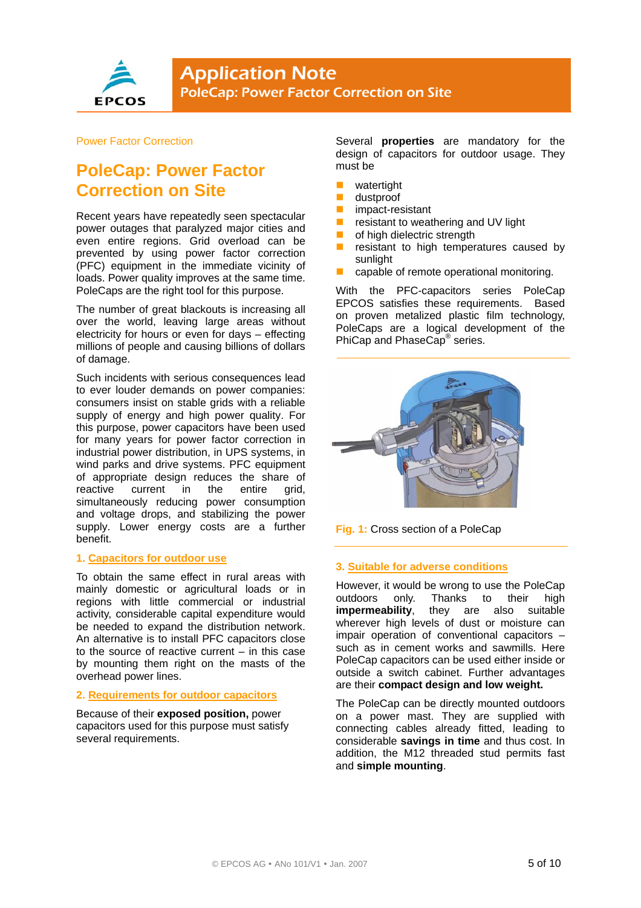Power Factor Correction

# PoleCap: Power Factor Correction on Site

Recent years have repeatedly seen spectacular power outages that paralyzed major cities and even entire regions. Grid overload can be prevented by using power factor correction (PFC) equipment in the immediate vicinity of loads. Power quality improves at the same time. PoleCaps are the right tool for this purpose.

The number of great blackouts is increasing all over the world, leaving large areas without electricity for hours or even for days – effecting millions of people and causing billions of dollars of damage.

Such incidents with serious consequences lead to ever louder demands on power companies: consumers insist on stable grids with a reliable supply of energy and high power quality. For this purpose, power capacitors have been used for many years for power factor correction in industrial power distribution, in UPS systems, in wind parks and drive systems. PFC equipment of appropriate design reduces the share of reactive current in the entire grid, simultaneously reducing power consumption and voltage drops, and stabilizing the power supply. Lower energy costs are a further benefit.

## 1. Capacitors for outdoor use

To obtain the same effect in rural areas with mainly domestic or agricultural loads or in regions with little commercial or industrial activity, considerable capital expenditure would be needed to expand the distribution network. An alternative is to install PFC capacitors close to the source of reactive current – in this case by mounting them right on the masts of the overhead power lines.

## 2. Requirements for outdoor capacitors

Because of their **exposed position,** power capacitors used for this purpose must satisfy several requirements.

Several **properties** are mandatory for the design of capacitors for outdoor usage. They must be

- watertight
- dustproof
- impact-resistant
- resistant to weathering and UV light
- of high dielectric strength
- resistant to high temperatures caused by sunlight
- capable of remote operational monitoring.

With the PFC-capacitors series PoleCap EPCOS satisfies these requirements. Based on proven metalized plastic film technology, PoleCaps are a logical development of the PhiCap and PhaseCap® series.

Fig. 1: Cross section of a PoleCap

## 3. Suitable for adverse conditions

However, it would be wrong to use the PoleCap outdoors only. Thanks to their high **impermeability**, they are also suitable wherever high levels of dust or moisture can impair operation of conventional capacitors – such as in cement works and sawmills. Here PoleCap capacitors can be used either inside or outside a switch cabinet. Further advantages are their **compact design and low weight.**

The PoleCap can be directly mounted outdoors on a power mast. They are supplied with connecting cables already fitted, leading to considerable **savings in time** and thus cost. In addition, the M12 threaded stud permits fast and **simple mounting**.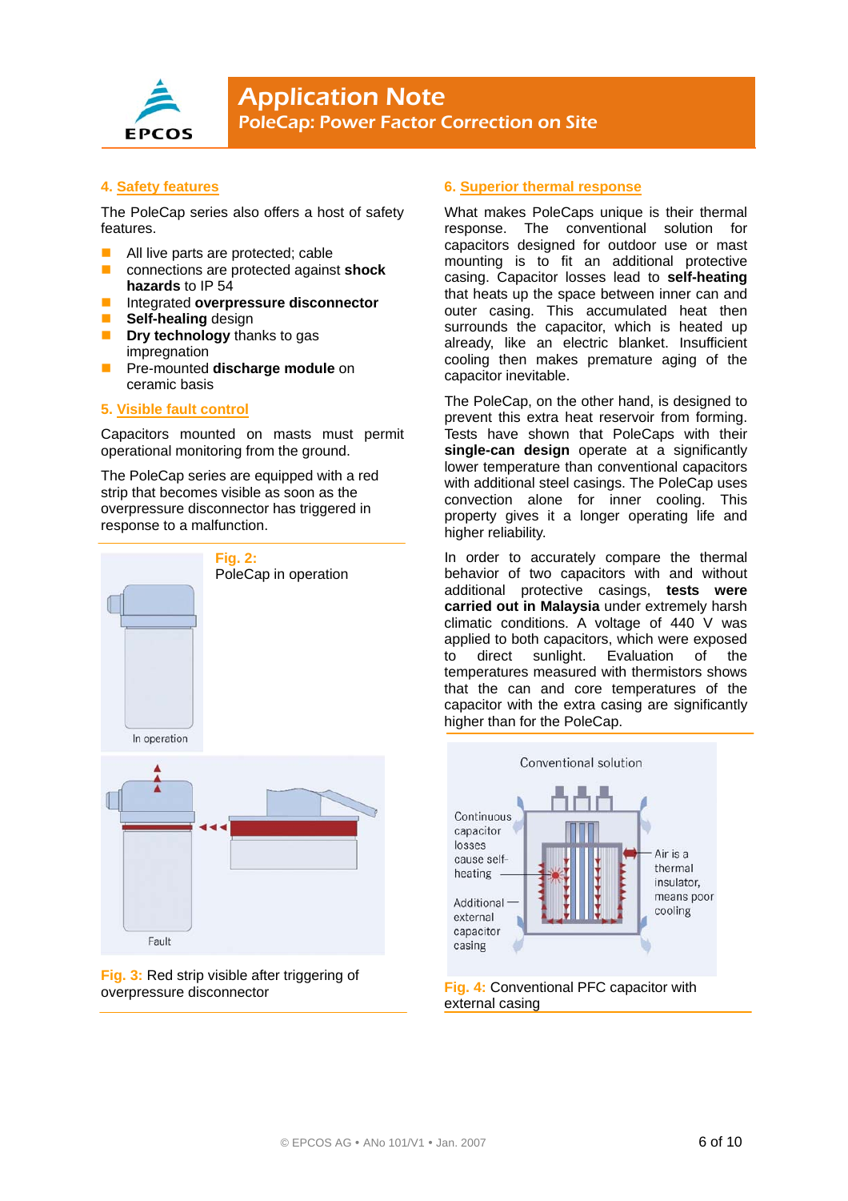## 4. Safety features

The PoleCap series also offers a host of safety features.

- All live parts are protected; cable connections are protected against **shock hazards** to IP 54
- Integrated **overpressure disconnector**
- **Self-healing** design
- **Dry technology** thanks to gas impregnation
- Pre-mounted **discharge module** on ceramic basis

## 5. Visible fault control

Capacitors mounted on masts must permit operational monitoring from the ground.

The PoleCap series are equipped with a red strip that becomes visible as soon as the overpressure disconnector has triggered in response to a malfunction.

**Fig. 2:** PoleCap in operation

**Fig. 3:** Red strip visible after triggering of overpressure disconnector

## 6. Superior thermal response

What makes PoleCaps unique is their thermal response. The conventional solution for capacitors designed for outdoor use or mast mounting is to fit an additional protective casing. Capacitor losses lead to **self-heating** that heats up the space between inner can and outer casing. This accumulated heat then surrounds the capacitor, which is heated up already, like an electric blanket. Insufficient cooling then makes premature aging of the capacitor inevitable.

The PoleCap, on the other hand, is designed to prevent this extra heat reservoir from forming. Tests have shown that PoleCaps with their **single-can design** operate at a significantly lower temperature than conventional capacitors with additional steel casings. The PoleCap uses convection alone for inner cooling. This property gives it a longer operating life and higher reliability.

In order to accurately compare the thermal behavior of two capacitors with and without additional protective casings, **tests were carried out in Malaysia** under extremely harsh climatic conditions. A voltage of 440 V was applied to both capacitors, which were exposed to direct sunlight. Evaluation of the temperatures measured with thermistors shows that the can and core temperatures of the capacitor with the extra casing are significantly higher than for the PoleCap.

**Fig. 4:** Conventional PFC capacitor with external casing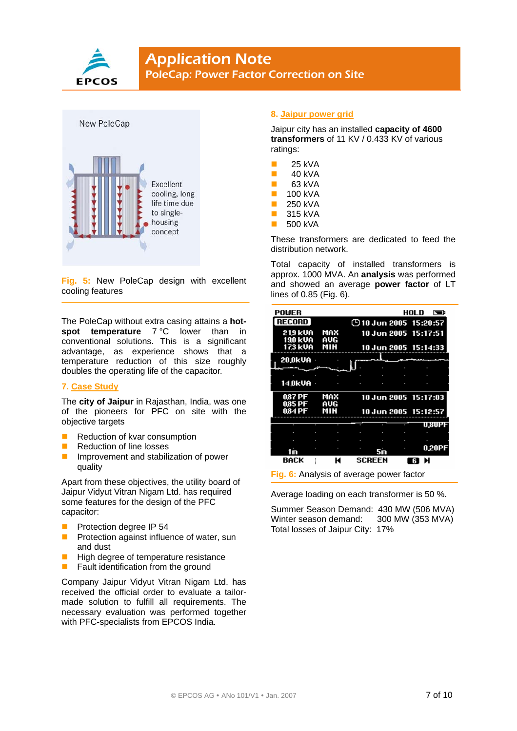Fig. 5: New PoleCap design with excellent cooling features

The PoleCap without extra casing attains a **hot-spot temperature** 7 °C lower than in conventional solutions. This is a significant advantage, as experience shows that a temperature reduction of this size roughly doubles the operating life of the capacitor.

## 7. Case Study

The **city of Jaipur** in Rajasthan, India, was one of the pioneers for PFC on site with the objective targets

- Reduction of kvar consumption
- Reduction of line losses
- Improvement and stabilization of power quality

Apart from these objectives, the utility board of Jaipur Vidyut Vitran Nigam Ltd. has required some features for the design of the PFC capacitor:

- Protection degree IP 54
- Protection against influence of water, sun and dust
- High degree of temperature resistance
- Fault identification from the ground

Company Jaipur Vidyut Vitran Nigam Ltd. has received the official order to evaluate a tailor-made solution to fulfill all requirements. The necessary evaluation was performed together with PFC-specialists from EPCOS India.

## 8. Jaipur power grid

Jaipur city has an installed **capacity of 4600 transformers** of 11 KV / 0.433 KV of various ratings:

- 25 kVA
- 40 kVA
- 63 kVA
- 100 kVA
- 250 kVA
- 315 kVA
- 500 kVA

These transformers are dedicated to feed the distribution network.

Total capacity of installed transformers is approx. 1000 MVA. An **analysis** was performed and showed an average **power factor** of LT lines of 0.85 (Fig. 6).

Fig. 6: Analysis of average power factor

Average loading on each transformer is 50 %.

Summer Season Demand: 430 MW (506 MVA)
Winter season demand: 300 MW (353 MVA)
Total losses of Jaipur City: 17%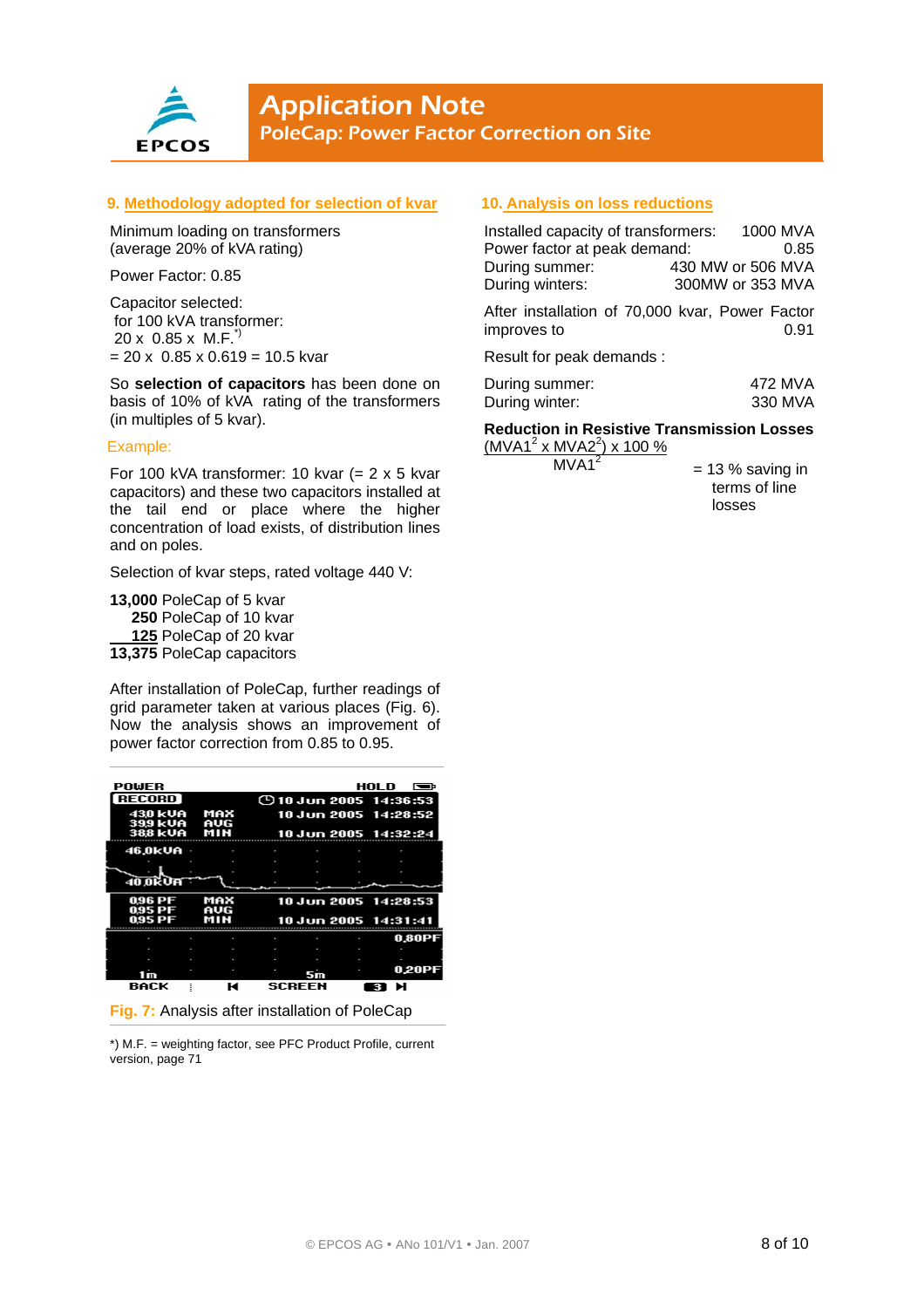## 9. Methodology adopted for selection of kvar

Minimum loading on transformers (average 20% of kVA rating)

Power Factor: 0.85

Capacitor selected:
for 100 kVA transformer:
20 x 0.85 x M.F.*)
= 20 x 0.85 x 0.619 = 10.5 kvar

So **selection of capacitors** has been done on basis of 10% of kVA rating of the transformers (in multiples of 5 kvar).

Example:

For 100 kVA transformer: 10 kvar (= 2 x 5 kvar capacitors) and these two capacitors installed at the tail end or place where the higher concentration of load exists, of distribution lines and on poles.

Selection of kvar steps, rated voltage 440 V:

**13,000** PoleCap of 5 kvar
**250** PoleCap of 10 kvar
**125** PoleCap of 20 kvar
**13,375** PoleCap capacitors

After installation of PoleCap, further readings of grid parameter taken at various places (Fig. 6). Now the analysis shows an improvement of power factor correction from 0.85 to 0.95.

Fig. 7: Analysis after installation of PoleCap

*) M.F. = weighting factor, see PFC Product Profile, current version, page 71

## 10. Analysis on loss reductions

| | |
|---|---|
| Installed capacity of transformers: | 1000 MVA |
| Power factor at peak demand: | 0.85 |
| During summer: | 430 MW or 506 MVA |
| During winters: | 300MW or 353 MVA |

After installation of 70,000 kvar, Power Factor improves to 0.91

Result for peak demands :

| | |
|---|---|
| During summer: | 472 MVA |
| During winter: | 330 MVA |

**Reduction in Resistive Transmission Losses**

$$\frac{(MVA1^2 \times MVA2^2) \times 100\ \%}{MVA1^2} = 13\ \%\ \text{saving in terms of line losses}$$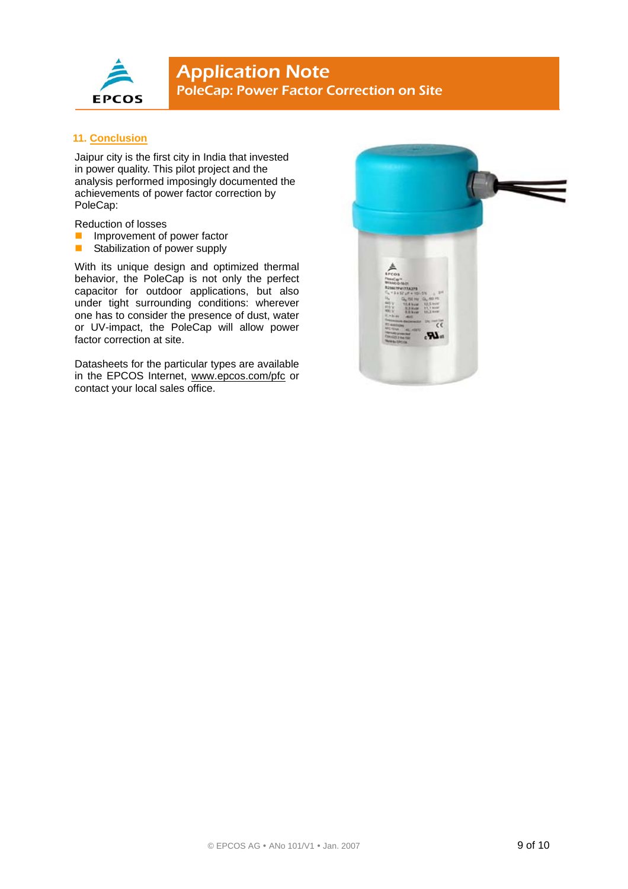## 11. Conclusion

Jaipur city is the first city in India that invested in power quality. This pilot project and the analysis performed imposingly documented the achievements of power factor correction by PoleCap:

Reduction of losses

- Improvement of power factor
- Stabilization of power supply

With its unique design and optimized thermal behavior, the PoleCap is not only the perfect capacitor for outdoor applications, but also under tight surrounding conditions: wherever one has to consider the presence of dust, water or UV-impact, the PoleCap will allow power factor correction at site.

Datasheets for the particular types are available in the EPCOS Internet, www.epcos.com/pfc or contact your local sales office.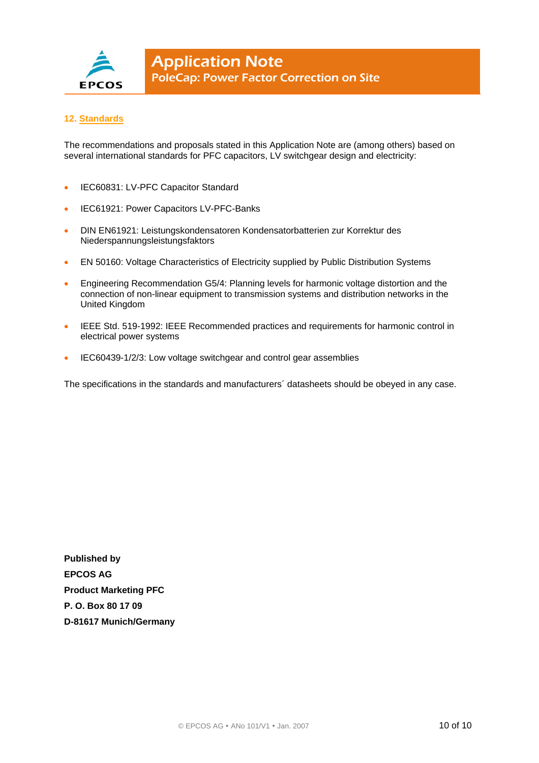## 12. Standards

The recommendations and proposals stated in this Application Note are (among others) based on several international standards for PFC capacitors, LV switchgear design and electricity:

- IEC60831: LV-PFC Capacitor Standard
- IEC61921: Power Capacitors LV-PFC-Banks
- DIN EN61921: Leistungskondensatoren Kondensatorbatterien zur Korrektur des Niederspannungsleistungsfaktors
- EN 50160: Voltage Characteristics of Electricity supplied by Public Distribution Systems
- Engineering Recommendation G5/4: Planning levels for harmonic voltage distortion and the connection of non-linear equipment to transmission systems and distribution networks in the United Kingdom
- IEEE Std. 519-1992: IEEE Recommended practices and requirements for harmonic control in electrical power systems
- IEC60439-1/2/3: Low voltage switchgear and control gear assemblies

The specifications in the standards and manufacturers´ datasheets should be obeyed in any case.

**Published by**

**EPCOS AG**

**Product Marketing PFC**

**P. O. Box 80 17 09**

**D-81617 Munich/Germany**